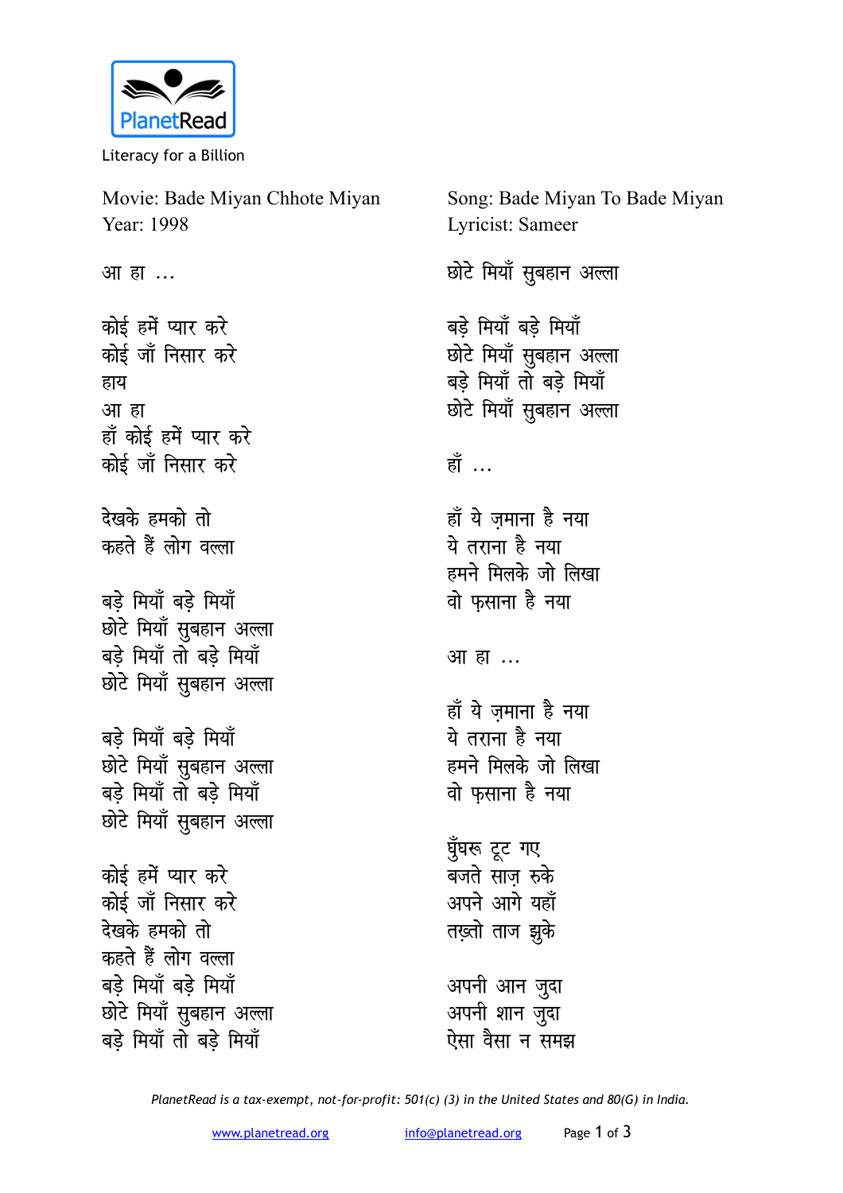PlanetRead

Literacy for a Billion

Movie: Bade Miyan Chhote Miyan
Year: 1998

Song: Bade Miyan To Bade Miyan
Lyricist: Sameer

आ हा ...

कोई हमें प्यार करे
कोई जाँ निसार करे
हाय
आ हा
हाँ कोई हमें प्यार करे
कोई जाँ निसार करे

देखके हमको तो
कहते हैं लोग वल्ला

बड़े मियाँ बड़े मियाँ
छोटे मियाँ सुबहान अल्ला
बड़े मियाँ तो बड़े मियाँ
छोटे मियाँ सुबहान अल्ला

बड़े मियाँ बड़े मियाँ
छोटे मियाँ सुबहान अल्ला
बड़े मियाँ तो बड़े मियाँ
छोटे मियाँ सुबहान अल्ला

कोई हमें प्यार करे
कोई जाँ निसार करे
देखके हमको तो
कहते हैं लोग वल्ला
बड़े मियाँ बड़े मियाँ
छोटे मियाँ सुबहान अल्ला
बड़े मियाँ तो बड़े मियाँ
छोटे मियाँ सुबहान अल्ला

बड़े मियाँ बड़े मियाँ
छोटे मियाँ सुबहान अल्ला
बड़े मियाँ तो बड़े मियाँ
छोटे मियाँ सुबहान अल्ला

हाँ ...

हाँ ये ज़माना है नया
ये तराना है नया
हमने मिलके जो लिखा
वो फ़साना है नया

आ हा ...

हाँ ये ज़माना है नया
ये तराना है नया
हमने मिलके जो लिखा
वो फ़साना है नया

घुँघरू टूट गए
बजते साज़ रुके
अपने आगे यहाँ
तख़्तो ताज झुके

अपनी आन जुदा
अपनी शान जुदा
ऐसा वैसा न समझ

*PlanetRead is a tax-exempt, not-for-profit: 501(c) (3) in the United States and 80(G) in India.*

www.planetread.org info@planetread.org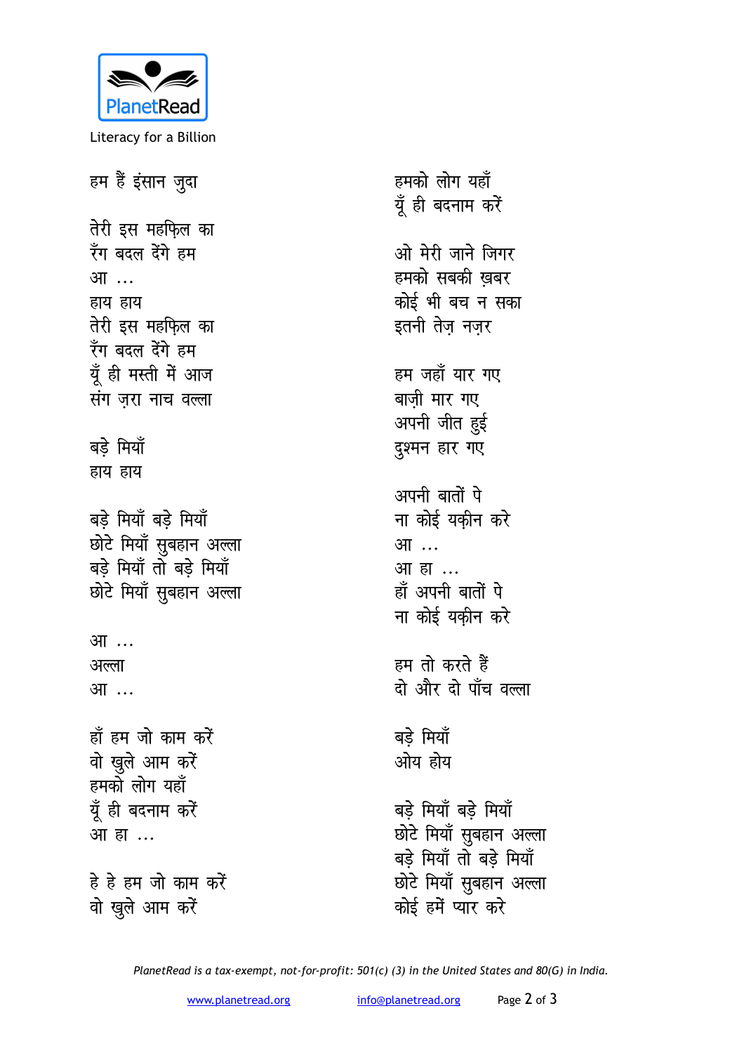हम हैं इंसान जुदा

तेरी इस महफ़िल का
रँग बदल देंगे हम
आ ...
हाय हाय
तेरी इस महफ़िल का
रँग बदल देंगे हम
यूँ ही मस्ती में आज
संग ज़रा नाच वल्ला

बड़े मियाँ
हाय हाय

बड़े मियाँ बड़े मियाँ
छोटे मियाँ सुबहान अल्ला
बड़े मियाँ तो बड़े मियाँ
छोटे मियाँ सुबहान अल्ला

आ ...
अल्ला
आ ...

हाँ हम जो काम करें
वो खुले आम करें
हमको लोग यहाँ
यूँ ही बदनाम करें
आ हा ...

हे हे हम जो काम करें
वो खुले आम करें
हमको लोग यहाँ
यूँ ही बदनाम करें

ओ मेरी जाने जिगर
हमको सबकी ख़बर
कोई भी बच न सका
इतनी तेज़ नज़र

हम जहाँ यार गए
बाज़ी मार गए
अपनी जीत हुई
दुश्मन हार गए

अपनी बातों पे
ना कोई यक़ीन करे
आ ...
आ हा ...
हाँ अपनी बातों पे
ना कोई यक़ीन करे

हम तो करते हैं
दो और दो पाँच वल्ला

बड़े मियाँ
ओय होय

बड़े मियाँ बड़े मियाँ
छोटे मियाँ सुबहान अल्ला
बड़े मियाँ तो बड़े मियाँ
छोटे मियाँ सुबहान अल्ला
कोई हमें प्यार करे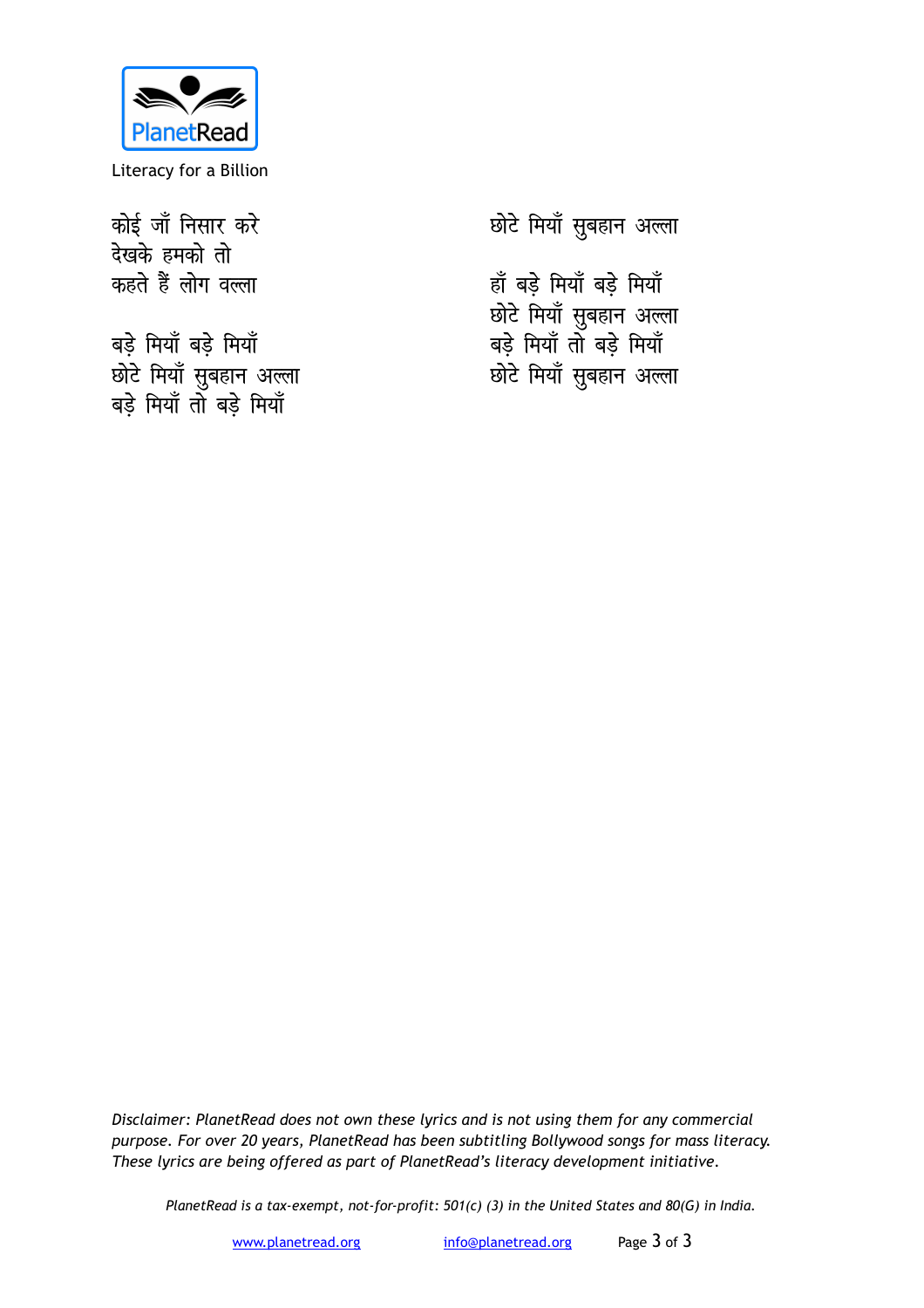कोई जाँ निसार करे
देखके हमको तो
कहते हैं लोग वल्ला

बड़े मियाँ बड़े मियाँ
छोटे मियाँ सुबहान अल्ला
बड़े मियाँ तो बड़े मियाँ
छोटे मियाँ सुबहान अल्ला

हाँ बड़े मियाँ बड़े मियाँ
छोटे मियाँ सुबहान अल्ला
बड़े मियाँ तो बड़े मियाँ
छोटे मियाँ सुबहान अल्ला

*Disclaimer: PlanetRead does not own these lyrics and is not using them for any commercial purpose. For over 20 years, PlanetRead has been subtitling Bollywood songs for mass literacy. These lyrics are being offered as part of PlanetRead's literacy development initiative.*

*PlanetRead is a tax-exempt, not-for-profit: 501(c) (3) in the United States and 80(G) in India.*

www.planetread.org info@planetread.org